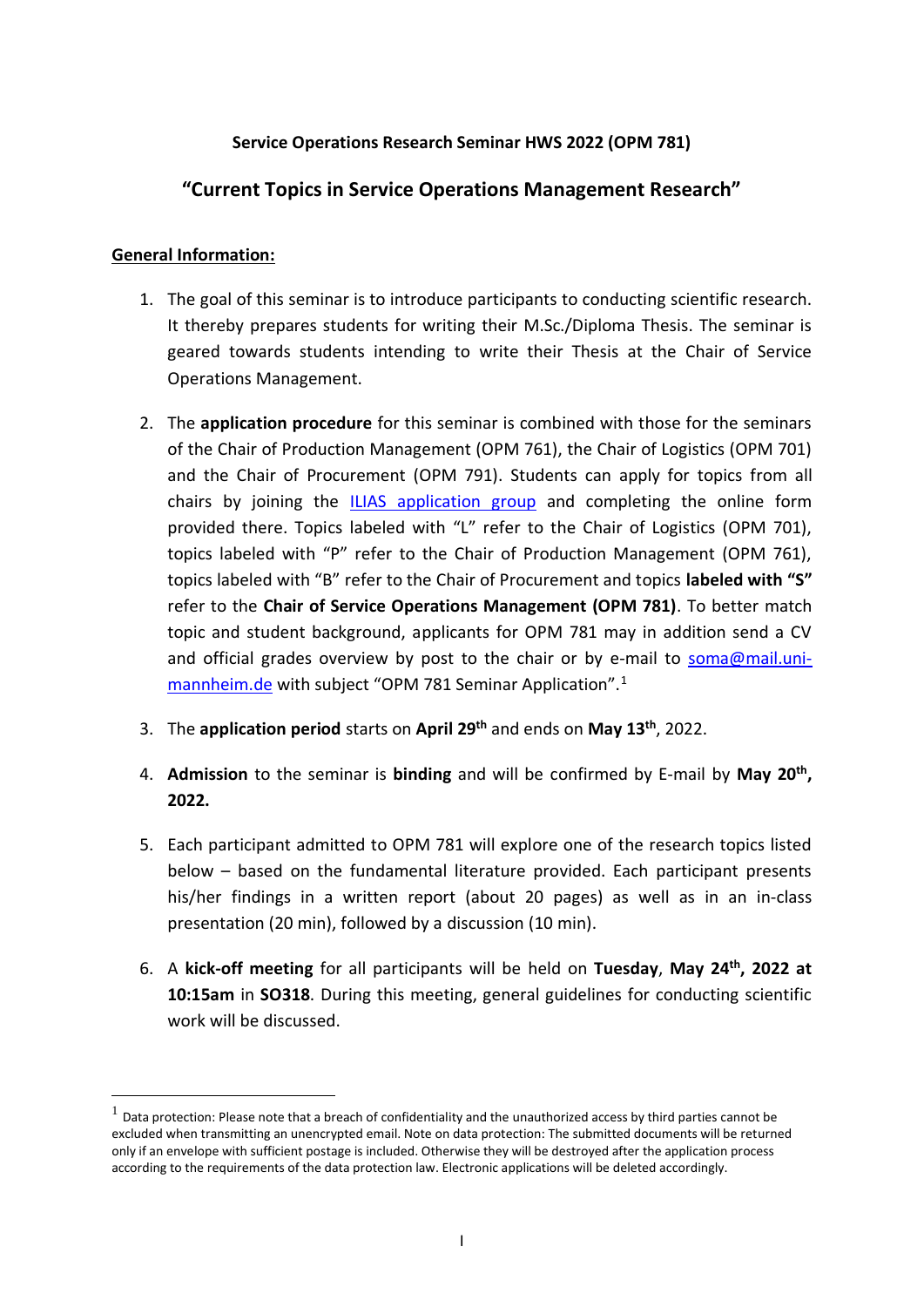**Service Operations Research Seminar HWS 2022 (OPM 781)**

## "Current Topics in Service Operations Management Research"

**General Information:**

1. The goal of this seminar is to introduce participants to conducting scientific research. It thereby prepares students for writing their M.Sc./Diploma Thesis. The seminar is geared towards students intending to write their Thesis at the Chair of Service Operations Management.

2. The **application procedure** for this seminar is combined with those for the seminars of the Chair of Production Management (OPM 761), the Chair of Logistics (OPM 701) and the Chair of Procurement (OPM 791). Students can apply for topics from all chairs by joining the ILIAS application group and completing the online form provided there. Topics labeled with "L" refer to the Chair of Logistics (OPM 701), topics labeled with "P" refer to the Chair of Production Management (OPM 761), topics labeled with "B" refer to the Chair of Procurement and topics **labeled with "S"** refer to the **Chair of Service Operations Management (OPM 781)**. To better match topic and student background, applicants for OPM 781 may in addition send a CV and official grades overview by post to the chair or by e-mail to soma@mail.uni-mannheim.de with subject "OPM 781 Seminar Application".[1]

3. The **application period** starts on **April 29th** and ends on **May 13th**, 2022.

4. **Admission** to the seminar is **binding** and will be confirmed by E-mail by **May 20th, 2022.**

5. Each participant admitted to OPM 781 will explore one of the research topics listed below – based on the fundamental literature provided. Each participant presents his/her findings in a written report (about 20 pages) as well as in an in-class presentation (20 min), followed by a discussion (10 min).

6. A **kick-off meeting** for all participants will be held on **Tuesday**, **May 24th, 2022 at 10:15am** in **SO318**. During this meeting, general guidelines for conducting scientific work will be discussed.

---

[1] Data protection: Please note that a breach of confidentiality and the unauthorized access by third parties cannot be excluded when transmitting an unencrypted email. Note on data protection: The submitted documents will be returned only if an envelope with sufficient postage is included. Otherwise they will be destroyed after the application process according to the requirements of the data protection law. Electronic applications will be deleted accordingly.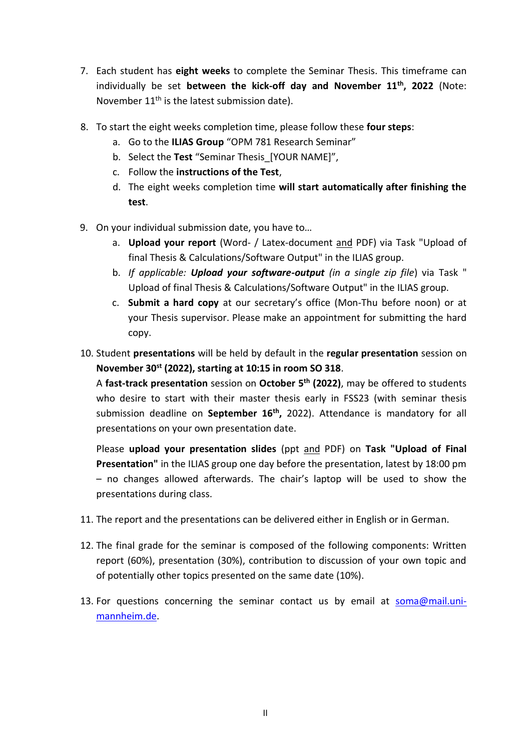7. Each student has **eight weeks** to complete the Seminar Thesis. This timeframe can individually be set **between the kick-off day and November 11th, 2022** (Note: November 11th is the latest submission date).

8. To start the eight weeks completion time, please follow these **four steps**:
   a. Go to the **ILIAS Group** “OPM 781 Research Seminar”
   b. Select the **Test** “Seminar Thesis_[YOUR NAME]”,
   c. Follow the **instructions of the Test**,
   d. The eight weeks completion time **will start automatically after finishing the test**.

9. On your individual submission date, you have to…
   a. **Upload your report** (Word- / Latex-document and PDF) via Task "Upload of final Thesis & Calculations/Software Output" in the ILIAS group.
   b. *If applicable:* ***Upload your software-output*** *(in a single zip file*) via Task " Upload of final Thesis & Calculations/Software Output" in the ILIAS group.
   c. **Submit a hard copy** at our secretary’s office (Mon-Thu before noon) or at your Thesis supervisor. Please make an appointment for submitting the hard copy.

10. Student **presentations** will be held by default in the **regular presentation** session on **November 30st (2022), starting at 10:15 in room SO 318**.
    A **fast-track presentation** session on **October 5th (2022)**, may be offered to students who desire to start with their master thesis early in FSS23 (with seminar thesis submission deadline on **September 16th,** 2022). Attendance is mandatory for all presentations on your own presentation date.

    Please **upload your presentation slides** (ppt and PDF) on **Task "Upload of Final Presentation"** in the ILIAS group one day before the presentation, latest by 18:00 pm – no changes allowed afterwards. The chair’s laptop will be used to show the presentations during class.

11. The report and the presentations can be delivered either in English or in German.

12. The final grade for the seminar is composed of the following components: Written report (60%), presentation (30%), contribution to discussion of your own topic and of potentially other topics presented on the same date (10%).

13. For questions concerning the seminar contact us by email at soma@mail.uni-mannheim.de.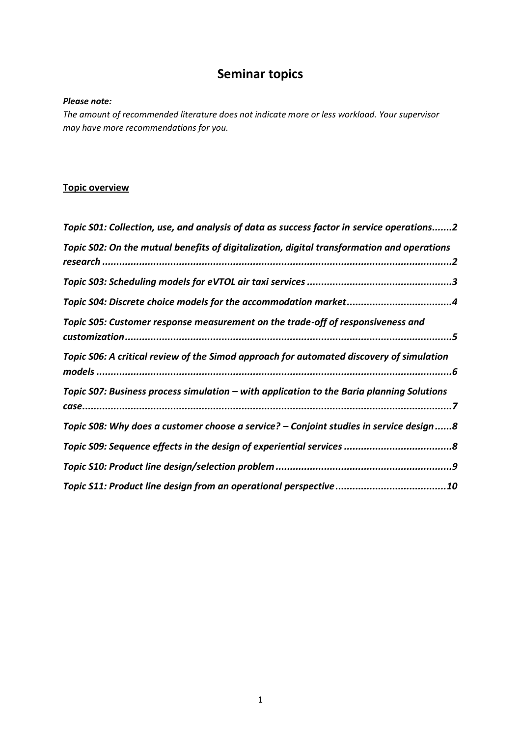# Seminar topics

***Please note:***
*The amount of recommended literature does not indicate more or less workload. Your supervisor may have more recommendations for you.*

**Topic overview**

***Topic S01: Collection, use, and analysis of data as success factor in service operations.......2***

***Topic S02: On the mutual benefits of digitalization, digital transformation and operations research .........................................................................................................................2***

***Topic S03: Scheduling models for eVTOL air taxi services ..................................................3***

***Topic S04: Discrete choice models for the accommodation market....................................4***

***Topic S05: Customer response measurement on the trade-off of responsiveness and customization..................................................................................................................5***

***Topic S06: A critical review of the Simod approach for automated discovery of simulation models ...........................................................................................................................6***

***Topic S07: Business process simulation – with application to the Baria planning Solutions case...............................................................................................................................7***

***Topic S08: Why does a customer choose a service? – Conjoint studies in service design......8***

***Topic S09: Sequence effects in the design of experiential services .....................................8***

***Topic S10: Product line design/selection problem .............................................................9***

***Topic S11: Product line design from an operational perspective.......................................10***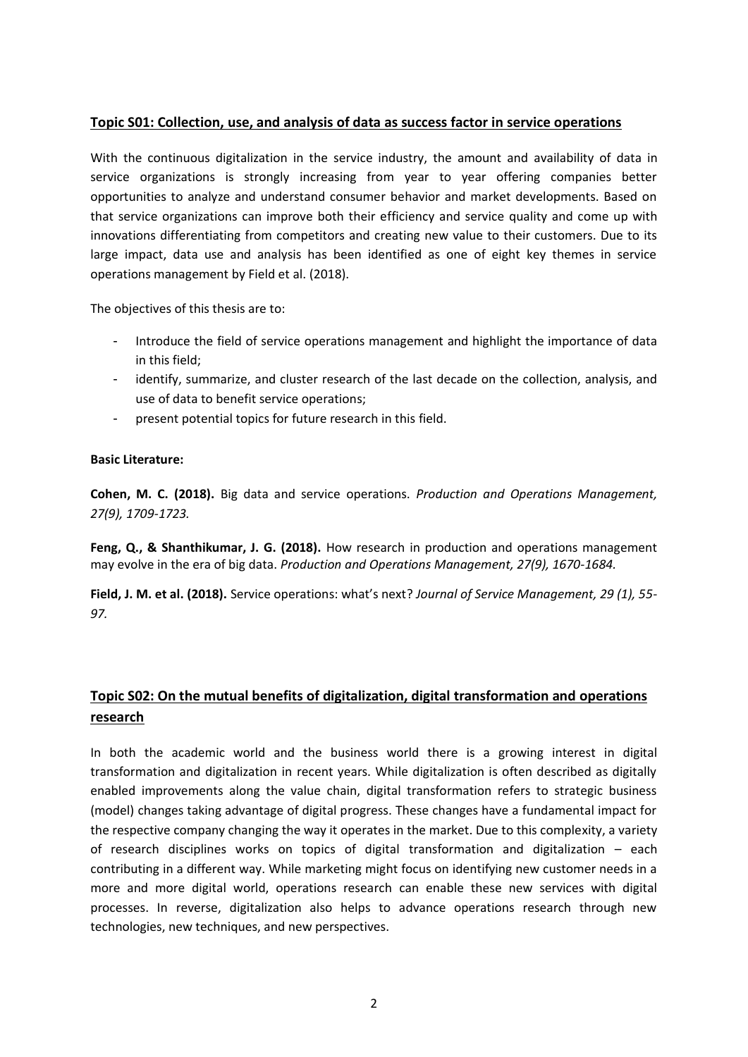## Topic S01: Collection, use, and analysis of data as success factor in service operations

With the continuous digitalization in the service industry, the amount and availability of data in service organizations is strongly increasing from year to year offering companies better opportunities to analyze and understand consumer behavior and market developments. Based on that service organizations can improve both their efficiency and service quality and come up with innovations differentiating from competitors and creating new value to their customers. Due to its large impact, data use and analysis has been identified as one of eight key themes in service operations management by Field et al. (2018).

The objectives of this thesis are to:

- Introduce the field of service operations management and highlight the importance of data in this field;
- identify, summarize, and cluster research of the last decade on the collection, analysis, and use of data to benefit service operations;
- present potential topics for future research in this field.

**Basic Literature:**

**Cohen, M. C. (2018).** Big data and service operations. *Production and Operations Management, 27(9), 1709-1723.*

**Feng, Q., & Shanthikumar, J. G. (2018).** How research in production and operations management may evolve in the era of big data. *Production and Operations Management, 27(9), 1670-1684.*

**Field, J. M. et al. (2018).** Service operations: what's next? *Journal of Service Management, 29 (1), 55-97.*

## Topic S02: On the mutual benefits of digitalization, digital transformation and operations research

In both the academic world and the business world there is a growing interest in digital transformation and digitalization in recent years. While digitalization is often described as digitally enabled improvements along the value chain, digital transformation refers to strategic business (model) changes taking advantage of digital progress. These changes have a fundamental impact for the respective company changing the way it operates in the market. Due to this complexity, a variety of research disciplines works on topics of digital transformation and digitalization – each contributing in a different way. While marketing might focus on identifying new customer needs in a more and more digital world, operations research can enable these new services with digital processes. In reverse, digitalization also helps to advance operations research through new technologies, new techniques, and new perspectives.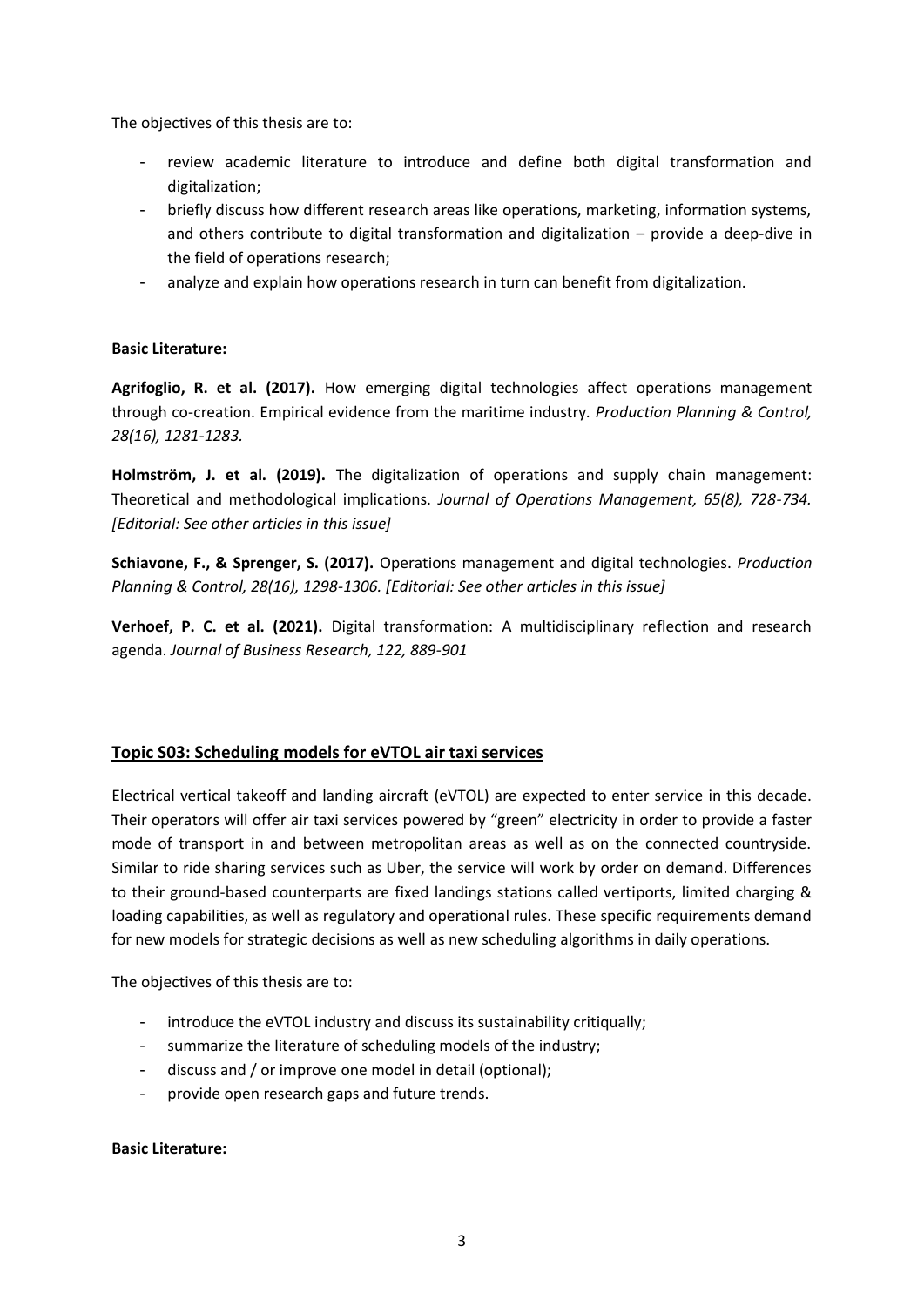The objectives of this thesis are to:

- review academic literature to introduce and define both digital transformation and digitalization;
- briefly discuss how different research areas like operations, marketing, information systems, and others contribute to digital transformation and digitalization – provide a deep-dive in the field of operations research;
- analyze and explain how operations research in turn can benefit from digitalization.

**Basic Literature:**

**Agrifoglio, R. et al. (2017).** How emerging digital technologies affect operations management through co-creation. Empirical evidence from the maritime industry. *Production Planning & Control, 28(16), 1281-1283.*

**Holmström, J. et al. (2019).** The digitalization of operations and supply chain management: Theoretical and methodological implications. *Journal of Operations Management, 65(8), 728-734. [Editorial: See other articles in this issue]*

**Schiavone, F., & Sprenger, S. (2017).** Operations management and digital technologies. *Production Planning & Control, 28(16), 1298-1306. [Editorial: See other articles in this issue]*

**Verhoef, P. C. et al. (2021).** Digital transformation: A multidisciplinary reflection and research agenda. *Journal of Business Research, 122, 889-901*

## Topic S03: Scheduling models for eVTOL air taxi services

Electrical vertical takeoff and landing aircraft (eVTOL) are expected to enter service in this decade. Their operators will offer air taxi services powered by "green" electricity in order to provide a faster mode of transport in and between metropolitan areas as well as on the connected countryside. Similar to ride sharing services such as Uber, the service will work by order on demand. Differences to their ground-based counterparts are fixed landings stations called vertiports, limited charging & loading capabilities, as well as regulatory and operational rules. These specific requirements demand for new models for strategic decisions as well as new scheduling algorithms in daily operations.

The objectives of this thesis are to:

- introduce the eVTOL industry and discuss its sustainability critiqually;
- summarize the literature of scheduling models of the industry;
- discuss and / or improve one model in detail (optional);
- provide open research gaps and future trends.

**Basic Literature:**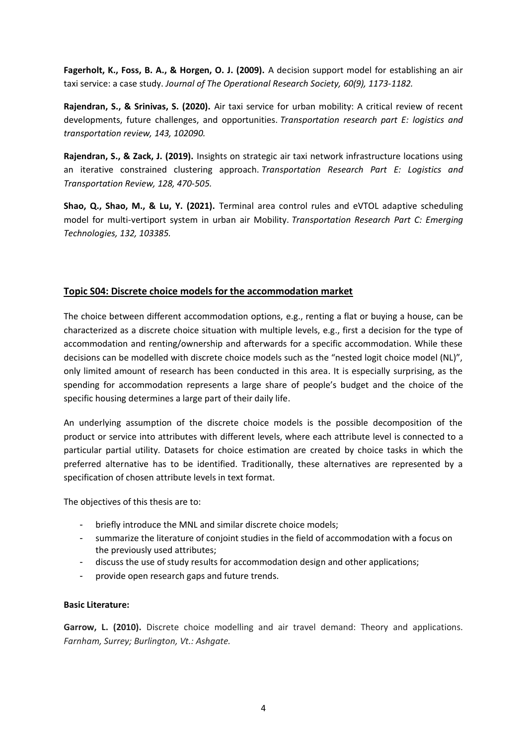**Fagerholt, K., Foss, B. A., & Horgen, O. J. (2009).** A decision support model for establishing an air taxi service: a case study. *Journal of The Operational Research Society, 60(9), 1173-1182.*

**Rajendran, S., & Srinivas, S. (2020).** Air taxi service for urban mobility: A critical review of recent developments, future challenges, and opportunities. *Transportation research part E: logistics and transportation review, 143, 102090.*

**Rajendran, S., & Zack, J. (2019).** Insights on strategic air taxi network infrastructure locations using an iterative constrained clustering approach. *Transportation Research Part E: Logistics and Transportation Review, 128, 470-505.*

**Shao, Q., Shao, M., & Lu, Y. (2021).** Terminal area control rules and eVTOL adaptive scheduling model for multi-vertiport system in urban air Mobility. *Transportation Research Part C: Emerging Technologies, 132, 103385.*

## Topic S04: Discrete choice models for the accommodation market

The choice between different accommodation options, e.g., renting a flat or buying a house, can be characterized as a discrete choice situation with multiple levels, e.g., first a decision for the type of accommodation and renting/ownership and afterwards for a specific accommodation. While these decisions can be modelled with discrete choice models such as the "nested logit choice model (NL)", only limited amount of research has been conducted in this area. It is especially surprising, as the spending for accommodation represents a large share of people's budget and the choice of the specific housing determines a large part of their daily life.

An underlying assumption of the discrete choice models is the possible decomposition of the product or service into attributes with different levels, where each attribute level is connected to a particular partial utility. Datasets for choice estimation are created by choice tasks in which the preferred alternative has to be identified. Traditionally, these alternatives are represented by a specification of chosen attribute levels in text format.

The objectives of this thesis are to:

- briefly introduce the MNL and similar discrete choice models;
- summarize the literature of conjoint studies in the field of accommodation with a focus on the previously used attributes;
- discuss the use of study results for accommodation design and other applications;
- provide open research gaps and future trends.

**Basic Literature:**

**Garrow, L. (2010).** Discrete choice modelling and air travel demand: Theory and applications. *Farnham, Surrey; Burlington, Vt.: Ashgate.*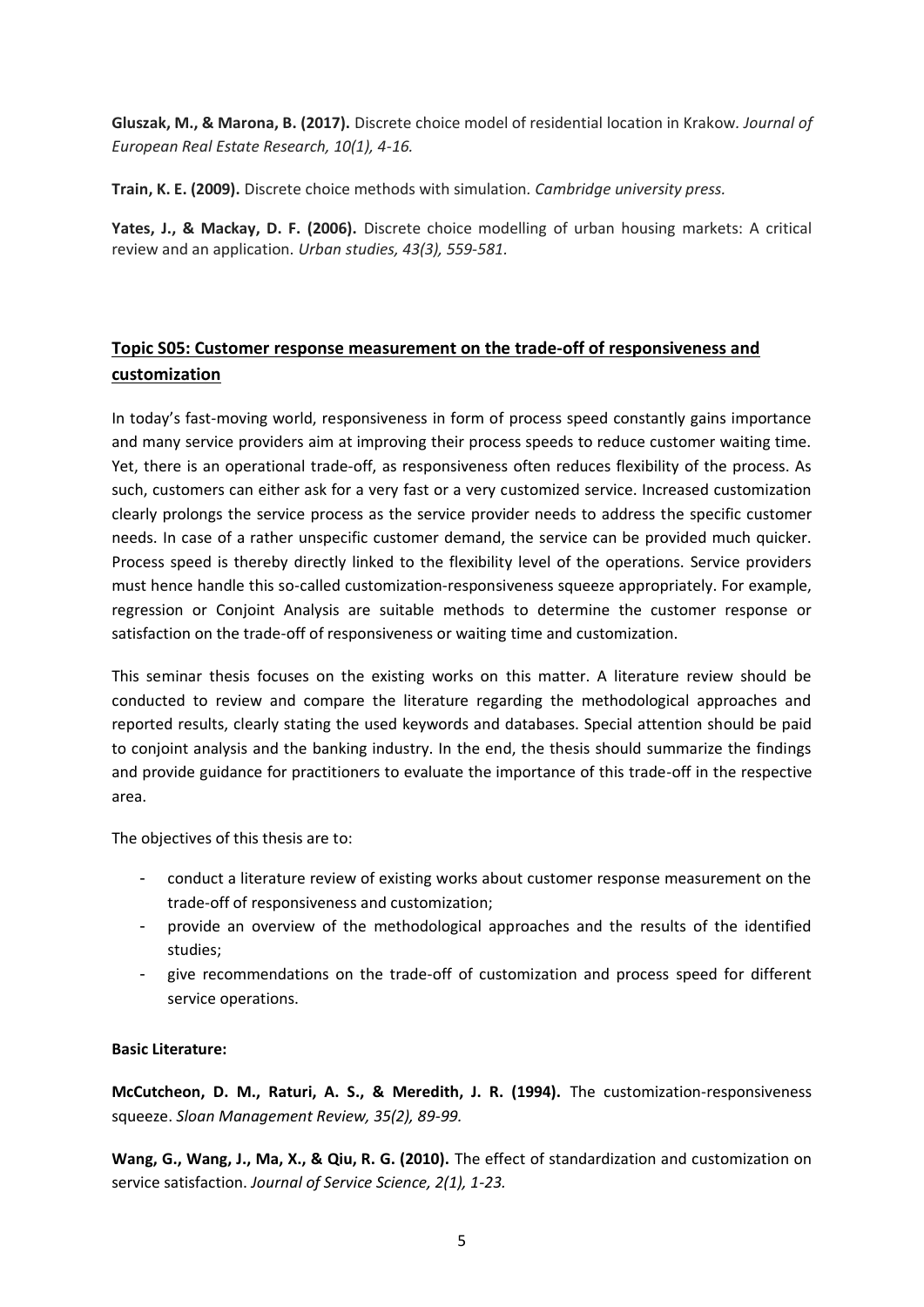**Gluszak, M., & Marona, B. (2017).** Discrete choice model of residential location in Krakow. *Journal of European Real Estate Research, 10(1), 4-16.*

**Train, K. E. (2009).** Discrete choice methods with simulation. *Cambridge university press.*

**Yates, J., & Mackay, D. F. (2006).** Discrete choice modelling of urban housing markets: A critical review and an application. *Urban studies, 43(3), 559-581.*

## Topic S05: Customer response measurement on the trade-off of responsiveness and customization

In today's fast-moving world, responsiveness in form of process speed constantly gains importance and many service providers aim at improving their process speeds to reduce customer waiting time. Yet, there is an operational trade-off, as responsiveness often reduces flexibility of the process. As such, customers can either ask for a very fast or a very customized service. Increased customization clearly prolongs the service process as the service provider needs to address the specific customer needs. In case of a rather unspecific customer demand, the service can be provided much quicker. Process speed is thereby directly linked to the flexibility level of the operations. Service providers must hence handle this so-called customization-responsiveness squeeze appropriately. For example, regression or Conjoint Analysis are suitable methods to determine the customer response or satisfaction on the trade-off of responsiveness or waiting time and customization.

This seminar thesis focuses on the existing works on this matter. A literature review should be conducted to review and compare the literature regarding the methodological approaches and reported results, clearly stating the used keywords and databases. Special attention should be paid to conjoint analysis and the banking industry. In the end, the thesis should summarize the findings and provide guidance for practitioners to evaluate the importance of this trade-off in the respective area.

The objectives of this thesis are to:

- conduct a literature review of existing works about customer response measurement on the trade-off of responsiveness and customization;
- provide an overview of the methodological approaches and the results of the identified studies;
- give recommendations on the trade-off of customization and process speed for different service operations.

**Basic Literature:**

**McCutcheon, D. M., Raturi, A. S., & Meredith, J. R. (1994).** The customization-responsiveness squeeze. *Sloan Management Review, 35(2), 89-99.*

**Wang, G., Wang, J., Ma, X., & Qiu, R. G. (2010).** The effect of standardization and customization on service satisfaction. *Journal of Service Science, 2(1), 1-23.*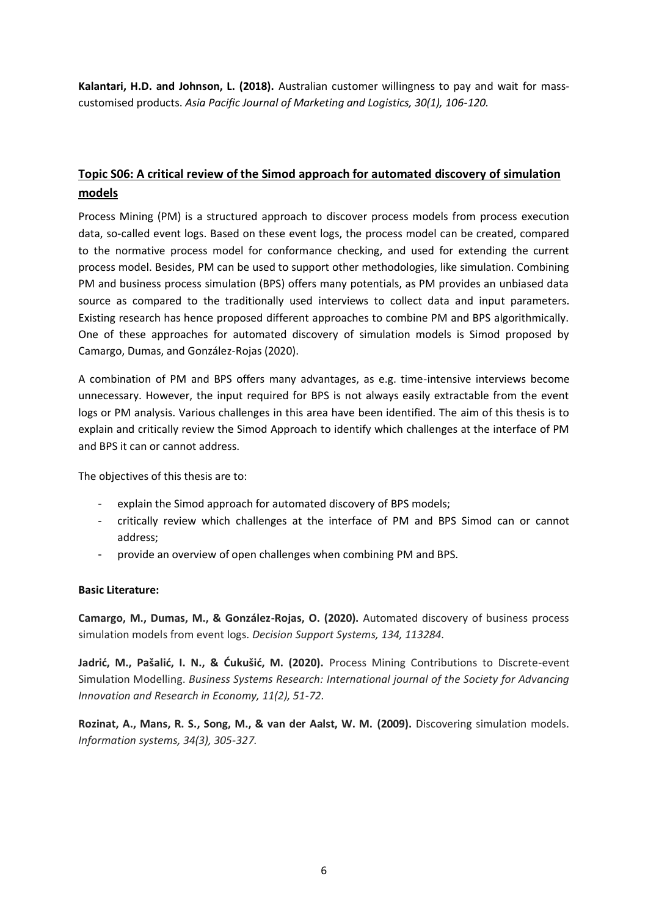**Kalantari, H.D. and Johnson, L. (2018).** Australian customer willingness to pay and wait for mass-customised products. *Asia Pacific Journal of Marketing and Logistics, 30(1), 106-120.*

## Topic S06: A critical review of the Simod approach for automated discovery of simulation models

Process Mining (PM) is a structured approach to discover process models from process execution data, so-called event logs. Based on these event logs, the process model can be created, compared to the normative process model for conformance checking, and used for extending the current process model. Besides, PM can be used to support other methodologies, like simulation. Combining PM and business process simulation (BPS) offers many potentials, as PM provides an unbiased data source as compared to the traditionally used interviews to collect data and input parameters. Existing research has hence proposed different approaches to combine PM and BPS algorithmically. One of these approaches for automated discovery of simulation models is Simod proposed by Camargo, Dumas, and González-Rojas (2020).

A combination of PM and BPS offers many advantages, as e.g. time-intensive interviews become unnecessary. However, the input required for BPS is not always easily extractable from the event logs or PM analysis. Various challenges in this area have been identified. The aim of this thesis is to explain and critically review the Simod Approach to identify which challenges at the interface of PM and BPS it can or cannot address.

The objectives of this thesis are to:

- explain the Simod approach for automated discovery of BPS models;
- critically review which challenges at the interface of PM and BPS Simod can or cannot address;
- provide an overview of open challenges when combining PM and BPS.

**Basic Literature:**

**Camargo, M., Dumas, M., & González-Rojas, O. (2020).** Automated discovery of business process simulation models from event logs. *Decision Support Systems, 134, 113284.*

**Jadrić, M., Pašalić, I. N., & Ćukušić, M. (2020).** Process Mining Contributions to Discrete-event Simulation Modelling. *Business Systems Research: International journal of the Society for Advancing Innovation and Research in Economy, 11(2), 51-72.*

**Rozinat, A., Mans, R. S., Song, M., & van der Aalst, W. M. (2009).** Discovering simulation models. *Information systems, 34(3), 305-327.*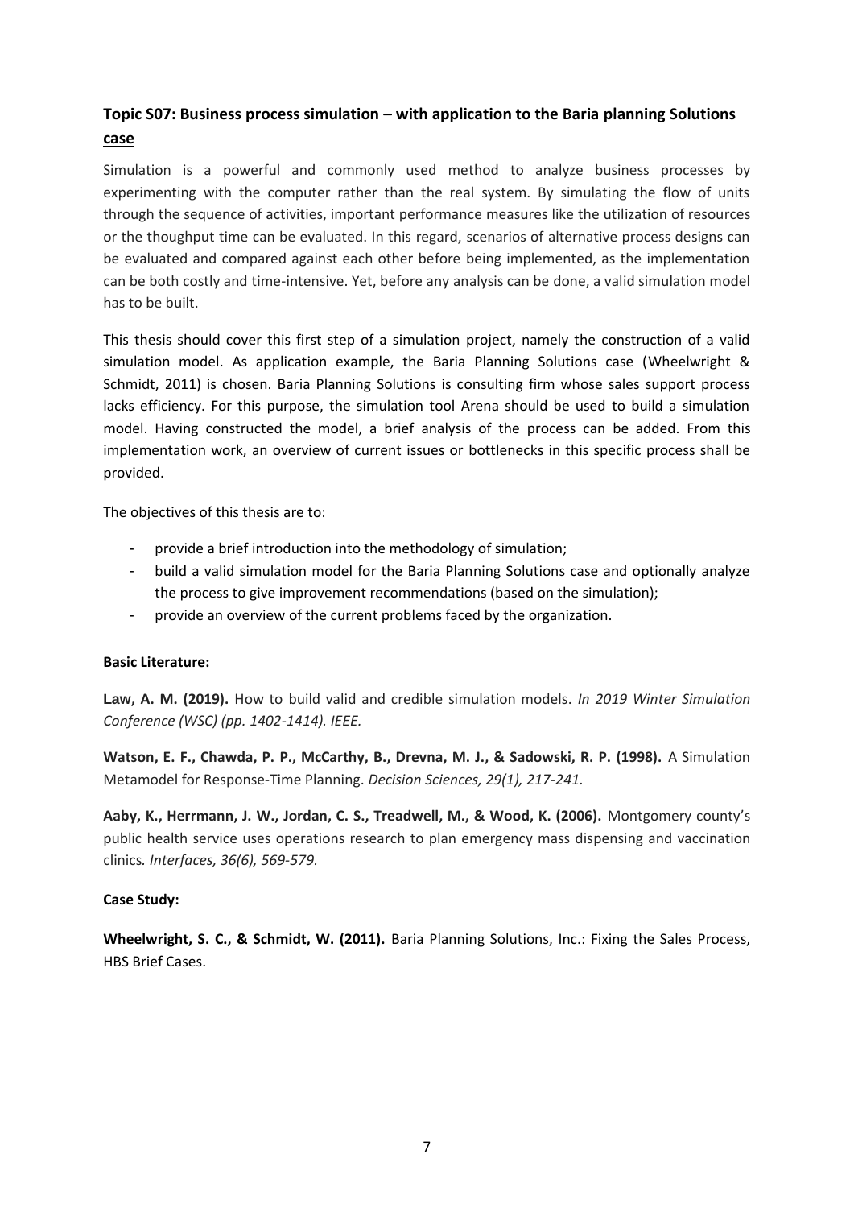## Topic S07: Business process simulation – with application to the Baria planning Solutions case

Simulation is a powerful and commonly used method to analyze business processes by experimenting with the computer rather than the real system. By simulating the flow of units through the sequence of activities, important performance measures like the utilization of resources or the thoughput time can be evaluated. In this regard, scenarios of alternative process designs can be evaluated and compared against each other before being implemented, as the implementation can be both costly and time-intensive. Yet, before any analysis can be done, a valid simulation model has to be built.

This thesis should cover this first step of a simulation project, namely the construction of a valid simulation model. As application example, the Baria Planning Solutions case (Wheelwright & Schmidt, 2011) is chosen. Baria Planning Solutions is consulting firm whose sales support process lacks efficiency. For this purpose, the simulation tool Arena should be used to build a simulation model. Having constructed the model, a brief analysis of the process can be added. From this implementation work, an overview of current issues or bottlenecks in this specific process shall be provided.

The objectives of this thesis are to:

- provide a brief introduction into the methodology of simulation;
- build a valid simulation model for the Baria Planning Solutions case and optionally analyze the process to give improvement recommendations (based on the simulation);
- provide an overview of the current problems faced by the organization.

**Basic Literature:**

**Law, A. M. (2019).** How to build valid and credible simulation models. *In 2019 Winter Simulation Conference (WSC) (pp. 1402-1414). IEEE.*

**Watson, E. F., Chawda, P. P., McCarthy, B., Drevna, M. J., & Sadowski, R. P. (1998).** A Simulation Metamodel for Response-Time Planning. *Decision Sciences, 29(1), 217-241.*

**Aaby, K., Herrmann, J. W., Jordan, C. S., Treadwell, M., & Wood, K. (2006).** Montgomery county's public health service uses operations research to plan emergency mass dispensing and vaccination clinics*. Interfaces, 36(6), 569-579.*

**Case Study:**

**Wheelwright, S. C., & Schmidt, W. (2011).** Baria Planning Solutions, Inc.: Fixing the Sales Process, HBS Brief Cases.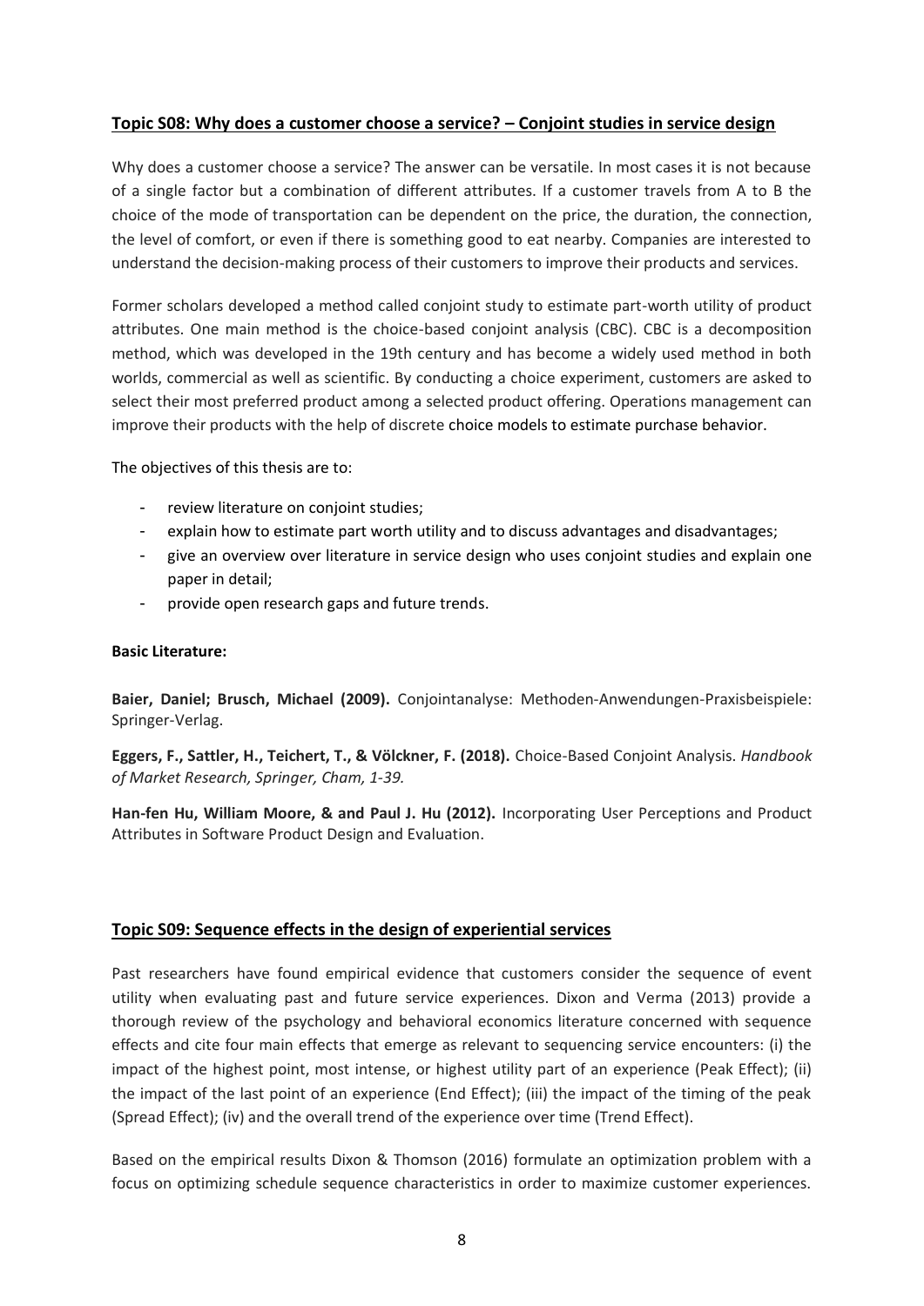## Topic S08: Why does a customer choose a service? – Conjoint studies in service design

Why does a customer choose a service? The answer can be versatile. In most cases it is not because of a single factor but a combination of different attributes. If a customer travels from A to B the choice of the mode of transportation can be dependent on the price, the duration, the connection, the level of comfort, or even if there is something good to eat nearby. Companies are interested to understand the decision-making process of their customers to improve their products and services.

Former scholars developed a method called conjoint study to estimate part-worth utility of product attributes. One main method is the choice-based conjoint analysis (CBC). CBC is a decomposition method, which was developed in the 19th century and has become a widely used method in both worlds, commercial as well as scientific. By conducting a choice experiment, customers are asked to select their most preferred product among a selected product offering. Operations management can improve their products with the help of discrete choice models to estimate purchase behavior.

The objectives of this thesis are to:

- review literature on conjoint studies;
- explain how to estimate part worth utility and to discuss advantages and disadvantages;
- give an overview over literature in service design who uses conjoint studies and explain one paper in detail;
- provide open research gaps and future trends.

**Basic Literature:**

**Baier, Daniel; Brusch, Michael (2009).** Conjointanalyse: Methoden-Anwendungen-Praxisbeispiele: Springer-Verlag.

**Eggers, F., Sattler, H., Teichert, T., & Völckner, F. (2018).** Choice-Based Conjoint Analysis. *Handbook of Market Research, Springer, Cham, 1-39.*

**Han-fen Hu, William Moore, & and Paul J. Hu (2012).** Incorporating User Perceptions and Product Attributes in Software Product Design and Evaluation.

## Topic S09: Sequence effects in the design of experiential services

Past researchers have found empirical evidence that customers consider the sequence of event utility when evaluating past and future service experiences. Dixon and Verma (2013) provide a thorough review of the psychology and behavioral economics literature concerned with sequence effects and cite four main effects that emerge as relevant to sequencing service encounters: (i) the impact of the highest point, most intense, or highest utility part of an experience (Peak Effect); (ii) the impact of the last point of an experience (End Effect); (iii) the impact of the timing of the peak (Spread Effect); (iv) and the overall trend of the experience over time (Trend Effect).

Based on the empirical results Dixon & Thomson (2016) formulate an optimization problem with a focus on optimizing schedule sequence characteristics in order to maximize customer experiences.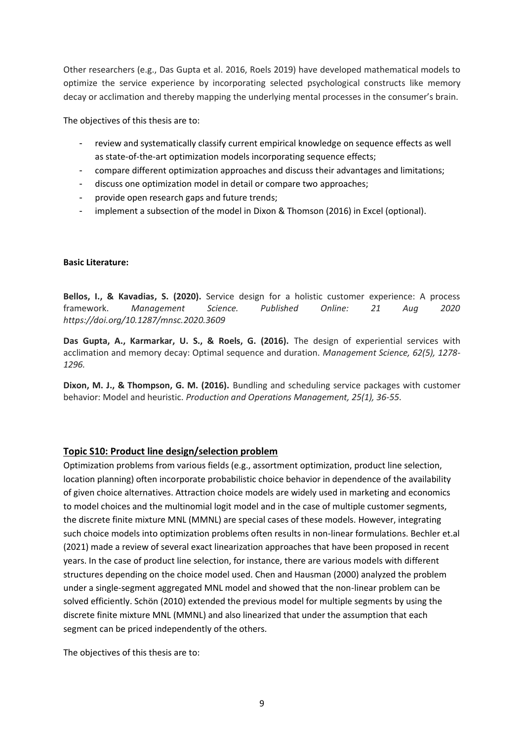Other researchers (e.g., Das Gupta et al. 2016, Roels 2019) have developed mathematical models to optimize the service experience by incorporating selected psychological constructs like memory decay or acclimation and thereby mapping the underlying mental processes in the consumer's brain.

The objectives of this thesis are to:

- review and systematically classify current empirical knowledge on sequence effects as well as state-of-the-art optimization models incorporating sequence effects;
- compare different optimization approaches and discuss their advantages and limitations;
- discuss one optimization model in detail or compare two approaches;
- provide open research gaps and future trends;
- implement a subsection of the model in Dixon & Thomson (2016) in Excel (optional).

**Basic Literature:**

**Bellos, I., & Kavadias, S. (2020).** Service design for a holistic customer experience: A process framework. *Management Science. Published Online: 21 Aug 2020 https://doi.org/10.1287/mnsc.2020.3609*

**Das Gupta, A., Karmarkar, U. S., & Roels, G. (2016).** The design of experiential services with acclimation and memory decay: Optimal sequence and duration. *Management Science, 62(5), 1278-1296.*

**Dixon, M. J., & Thompson, G. M. (2016).** Bundling and scheduling service packages with customer behavior: Model and heuristic. *Production and Operations Management, 25(1), 36-55.*

## Topic S10: Product line design/selection problem

Optimization problems from various fields (e.g., assortment optimization, product line selection, location planning) often incorporate probabilistic choice behavior in dependence of the availability of given choice alternatives. Attraction choice models are widely used in marketing and economics to model choices and the multinomial logit model and in the case of multiple customer segments, the discrete finite mixture MNL (MMNL) are special cases of these models. However, integrating such choice models into optimization problems often results in non-linear formulations. Bechler et.al (2021) made a review of several exact linearization approaches that have been proposed in recent years. In the case of product line selection, for instance, there are various models with different structures depending on the choice model used. Chen and Hausman (2000) analyzed the problem under a single-segment aggregated MNL model and showed that the non-linear problem can be solved efficiently. Schön (2010) extended the previous model for multiple segments by using the discrete finite mixture MNL (MMNL) and also linearized that under the assumption that each segment can be priced independently of the others.

The objectives of this thesis are to: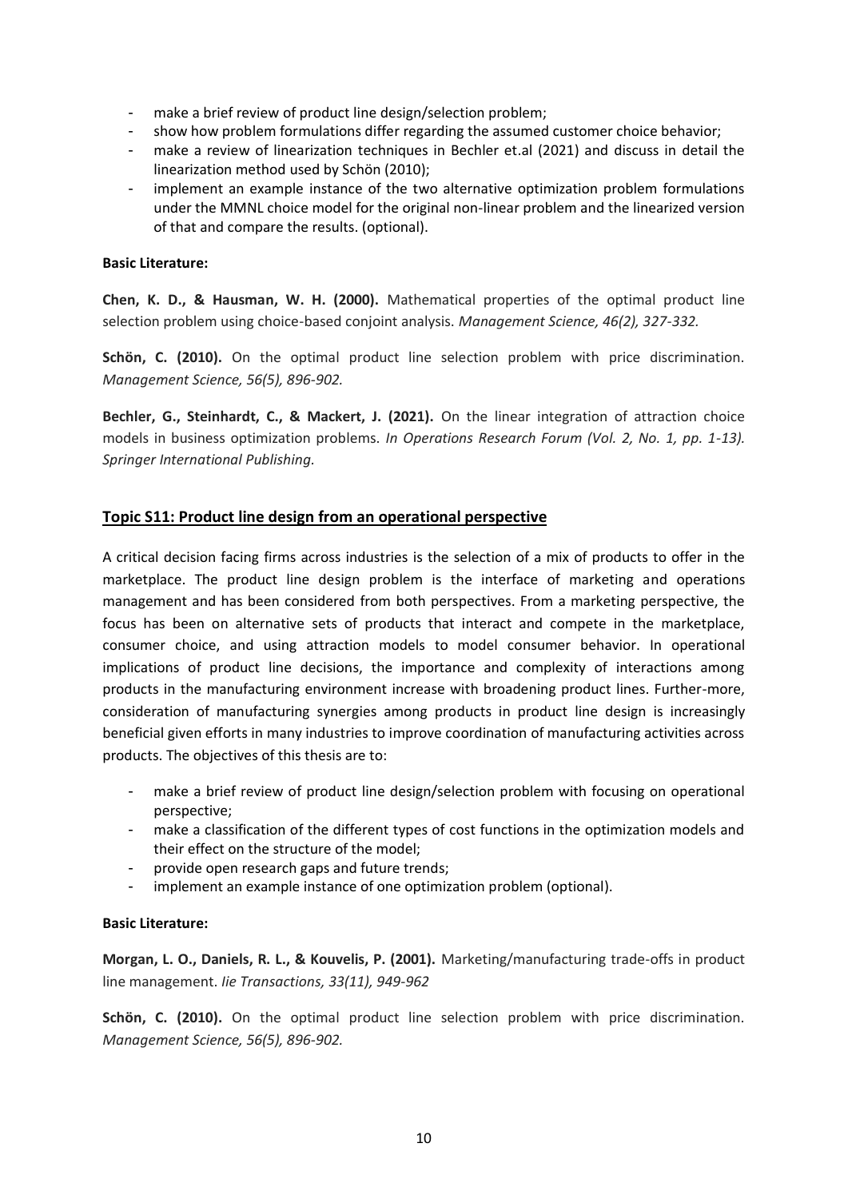- make a brief review of product line design/selection problem;
- show how problem formulations differ regarding the assumed customer choice behavior;
- make a review of linearization techniques in Bechler et.al (2021) and discuss in detail the linearization method used by Schön (2010);
- implement an example instance of the two alternative optimization problem formulations under the MMNL choice model for the original non-linear problem and the linearized version of that and compare the results. (optional).

**Basic Literature:**

**Chen, K. D., & Hausman, W. H. (2000).** Mathematical properties of the optimal product line selection problem using choice-based conjoint analysis. *Management Science, 46(2), 327-332.*

**Schön, C. (2010).** On the optimal product line selection problem with price discrimination. *Management Science, 56(5), 896-902.*

**Bechler, G., Steinhardt, C., & Mackert, J. (2021).** On the linear integration of attraction choice models in business optimization problems. *In Operations Research Forum (Vol. 2, No. 1, pp. 1-13). Springer International Publishing.*

## Topic S11: Product line design from an operational perspective

A critical decision facing firms across industries is the selection of a mix of products to offer in the marketplace. The product line design problem is the interface of marketing and operations management and has been considered from both perspectives. From a marketing perspective, the focus has been on alternative sets of products that interact and compete in the marketplace, consumer choice, and using attraction models to model consumer behavior. In operational implications of product line decisions, the importance and complexity of interactions among products in the manufacturing environment increase with broadening product lines. Further-more, consideration of manufacturing synergies among products in product line design is increasingly beneficial given efforts in many industries to improve coordination of manufacturing activities across products. The objectives of this thesis are to:

- make a brief review of product line design/selection problem with focusing on operational perspective;
- make a classification of the different types of cost functions in the optimization models and their effect on the structure of the model;
- provide open research gaps and future trends;
- implement an example instance of one optimization problem (optional).

**Basic Literature:**

**Morgan, L. O., Daniels, R. L., & Kouvelis, P. (2001).** Marketing/manufacturing trade-offs in product line management. *Iie Transactions, 33(11), 949-962*

**Schön, C. (2010).** On the optimal product line selection problem with price discrimination. *Management Science, 56(5), 896-902.*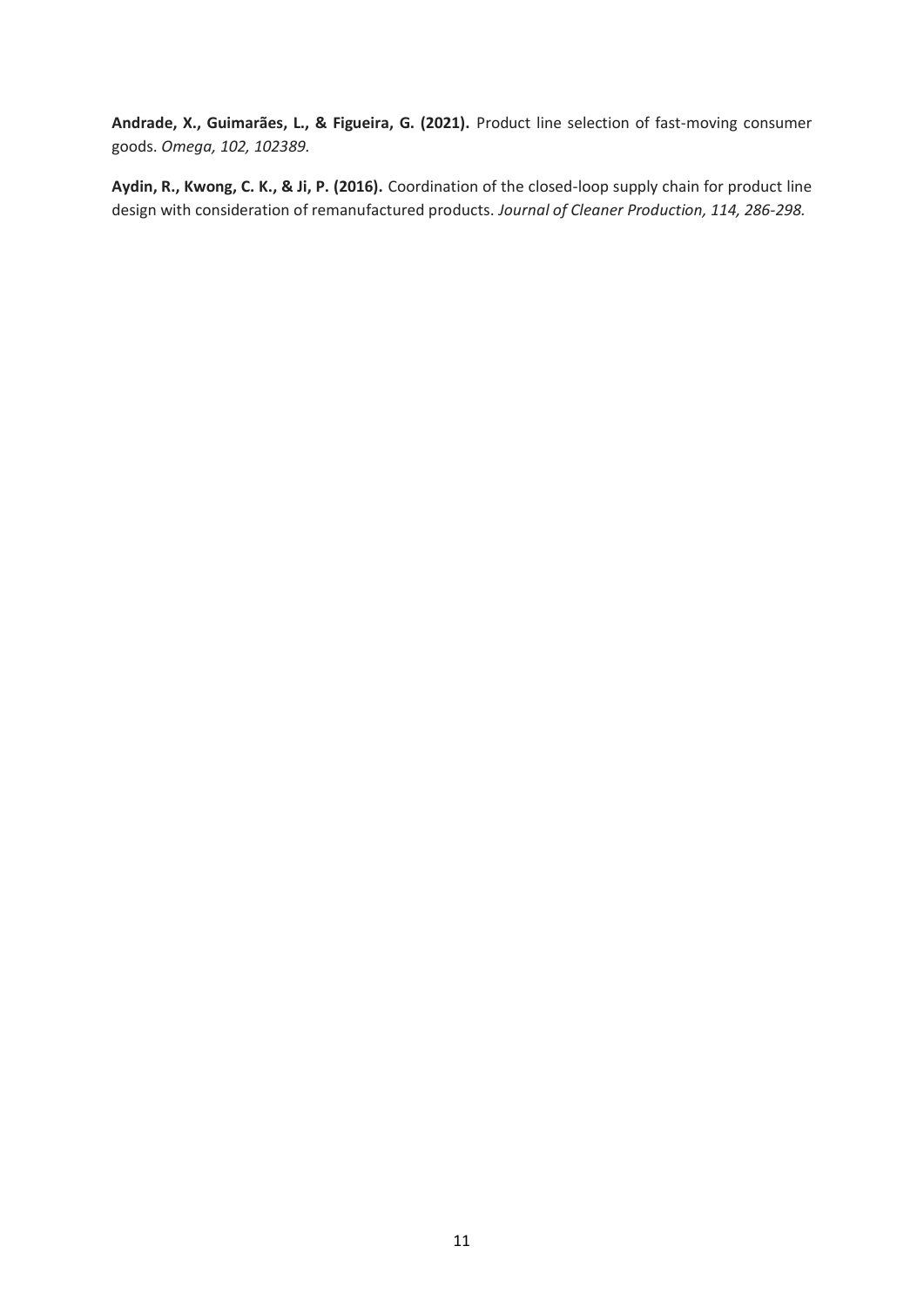**Andrade, X., Guimarães, L., & Figueira, G. (2021).** Product line selection of fast-moving consumer goods. *Omega, 102, 102389.*

**Aydin, R., Kwong, C. K., & Ji, P. (2016).** Coordination of the closed-loop supply chain for product line design with consideration of remanufactured products. *Journal of Cleaner Production, 114, 286-298.*